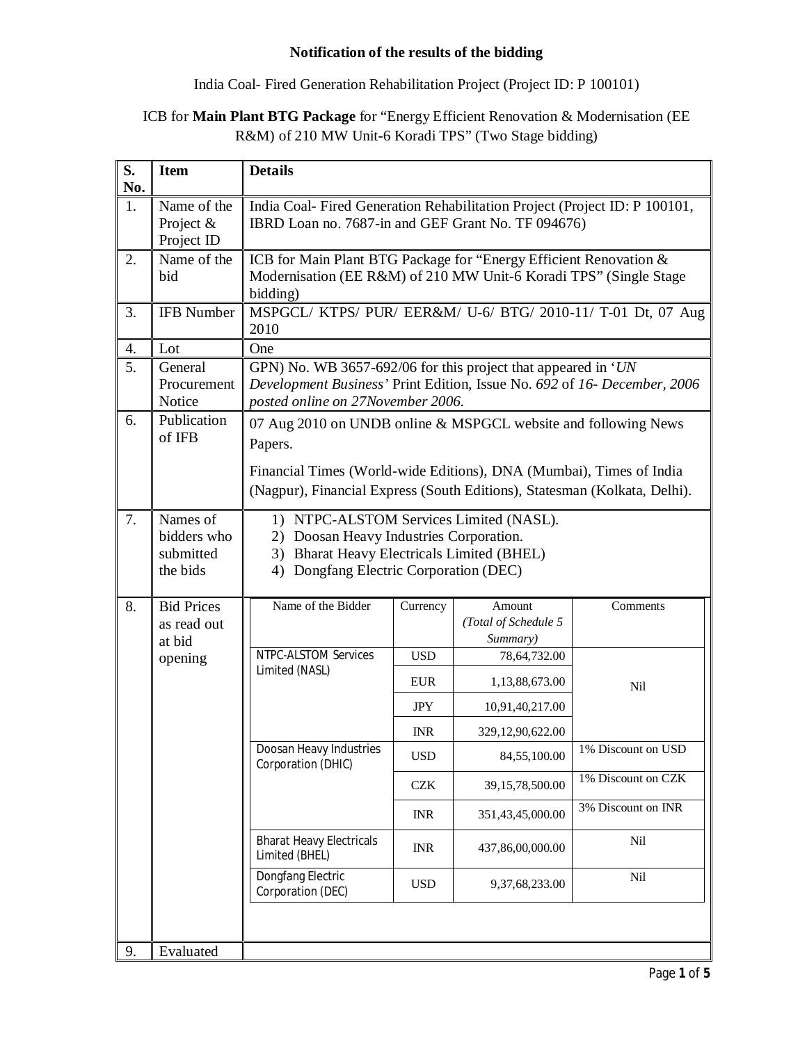**Notification of the results of the bidding**

India Coal- Fired Generation Rehabilitation Project (Project ID: P 100101)

ICB for **Main Plant BTG Package** for "Energy Efficient Renovation & Modernisation (EE R&M) of 210 MW Unit-6 Koradi TPS" (Two Stage bidding)

| S. No. | Item | Details |
|---|---|---|
| 1. | Name of the Project & Project ID | India Coal- Fired Generation Rehabilitation Project (Project ID: P 100101, IBRD Loan no. 7687-in and GEF Grant No. TF 094676) |
| 2. | Name of the bid | ICB for Main Plant BTG Package for "Energy Efficient Renovation & Modernisation (EE R&M) of 210 MW Unit-6 Koradi TPS" (Single Stage bidding) |
| 3. | IFB Number | MSPGCL/ KTPS/ PUR/ EER&M/ U-6/ BTG/ 2010-11/ T-01 Dt, 07 Aug 2010 |
| 4. | Lot | One |
| 5. | General Procurement Notice | GPN) No. WB 3657-692/06 for this project that appeared in '*UN Development Business'* Print Edition, Issue No. *692* of *16- December, 2006 posted online on 27November 2006.* |
| 6. | Publication of IFB | 07 Aug 2010 on UNDB online & MSPGCL website and following News Papers. Financial Times (World-wide Editions), DNA (Mumbai), Times of India (Nagpur), Financial Express (South Editions), Statesman (Kolkata, Delhi). |
| 7. | Names of bidders who submitted the bids | 1) NTPC-ALSTOM Services Limited (NASL). 2) Doosan Heavy Industries Corporation. 3) Bharat Heavy Electricals Limited (BHEL) 4) Dongfang Electric Corporation (DEC) |
| 8. | Bid Prices as read out at bid opening | (see table below) |
| 9. | Evaluated | |

| Name of the Bidder | Currency | Amount *(Total of Schedule 5 Summary)* | Comments |
|---|---|---|---|
| NTPC-ALSTOM Services Limited (NASL) | USD | 78,64,732.00 | Nil |
| | EUR | 1,13,88,673.00 | |
| | JPY | 10,91,40,217.00 | |
| | INR | 329,12,90,622.00 | |
| Doosan Heavy Industries Corporation (DHIC) | USD | 84,55,100.00 | 1% Discount on USD |
| | CZK | 39,15,78,500.00 | 1% Discount on CZK |
| | INR | 351,43,45,000.00 | 3% Discount on INR |
| Bharat Heavy Electricals Limited (BHEL) | INR | 437,86,00,000.00 | Nil |
| Dongfang Electric Corporation (DEC) | USD | 9,37,68,233.00 | Nil |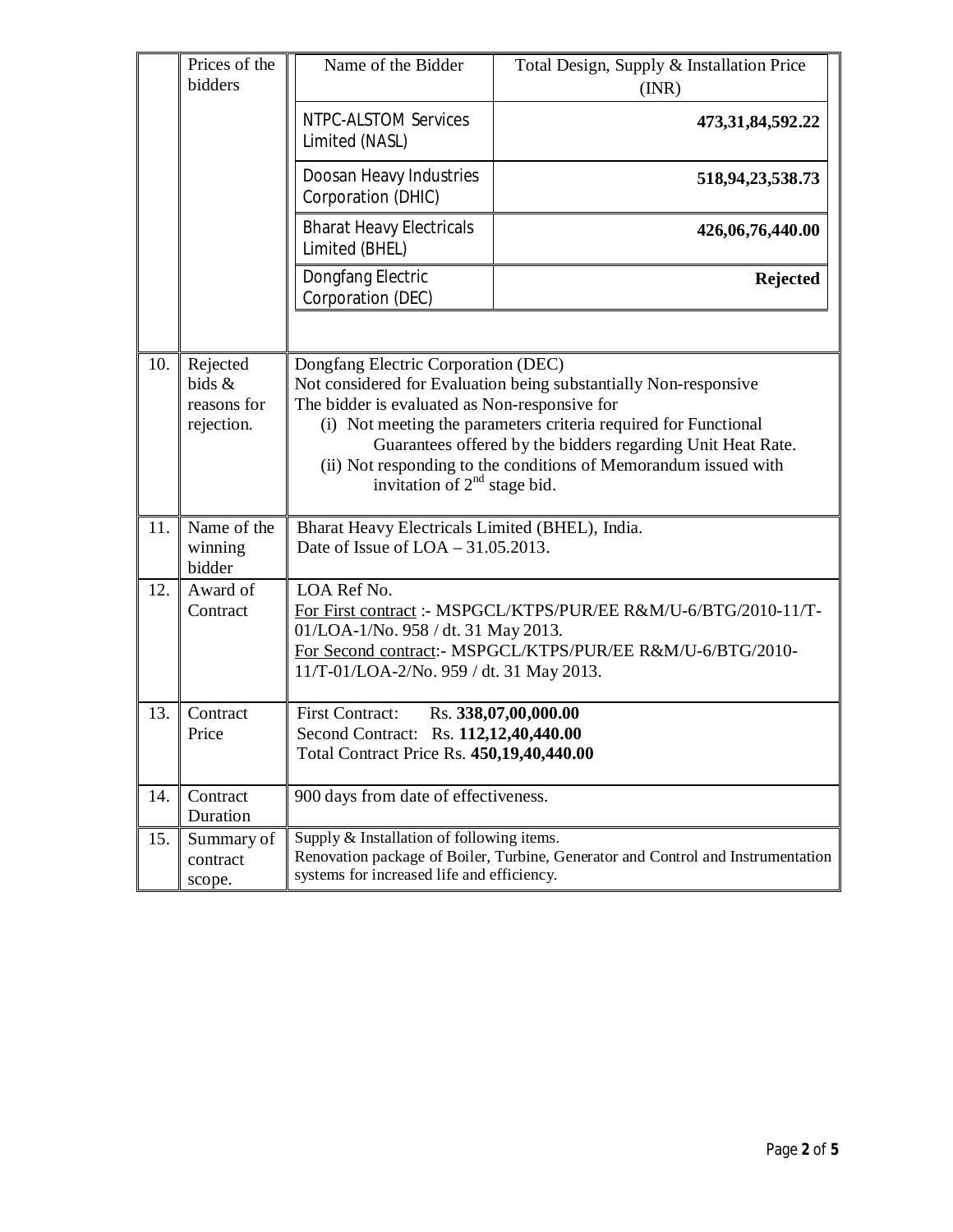| | | | |
|---|---|---|---|
| | Prices of the bidders | **Name of the Bidder** | **Total Design, Supply & Installation Price (INR)** |
| | | NTPC-ALSTOM Services Limited (NASL) | **473,31,84,592.22** |
| | | Doosan Heavy Industries Corporation (DHIC) | **518,94,23,538.73** |
| | | Bharat Heavy Electricals Limited (BHEL) | **426,06,76,440.00** |
| | | Dongfang Electric Corporation (DEC) | **Rejected** |
| 10. | Rejected bids & reasons for rejection. | Dongfang Electric Corporation (DEC)<br>Not considered for Evaluation being substantially Non-responsive<br>The bidder is evaluated as Non-responsive for<br>(i) Not meeting the parameters criteria required for Functional Guarantees offered by the bidders regarding Unit Heat Rate.<br>(ii) Not responding to the conditions of Memorandum issued with invitation of 2nd stage bid. | |
| 11. | Name of the winning bidder | Bharat Heavy Electricals Limited (BHEL), India.<br>Date of Issue of LOA – 31.05.2013. | |
| 12. | Award of Contract | LOA Ref No.<br>For First contract :- MSPGCL/KTPS/PUR/EE R&M/U-6/BTG/2010-11/T-01/LOA-1/No. 958 / dt. 31 May 2013.<br>For Second contract:- MSPGCL/KTPS/PUR/EE R&M/U-6/BTG/2010-11/T-01/LOA-2/No. 959 / dt. 31 May 2013. | |
| 13. | Contract Price | First Contract: Rs. **338,07,00,000.00**<br>Second Contract: Rs. **112,12,40,440.00**<br>Total Contract Price Rs. **450,19,40,440.00** | |
| 14. | Contract Duration | 900 days from date of effectiveness. | |
| 15. | Summary of contract scope. | Supply & Installation of following items.<br>Renovation package of Boiler, Turbine, Generator and Control and Instrumentation systems for increased life and efficiency. | |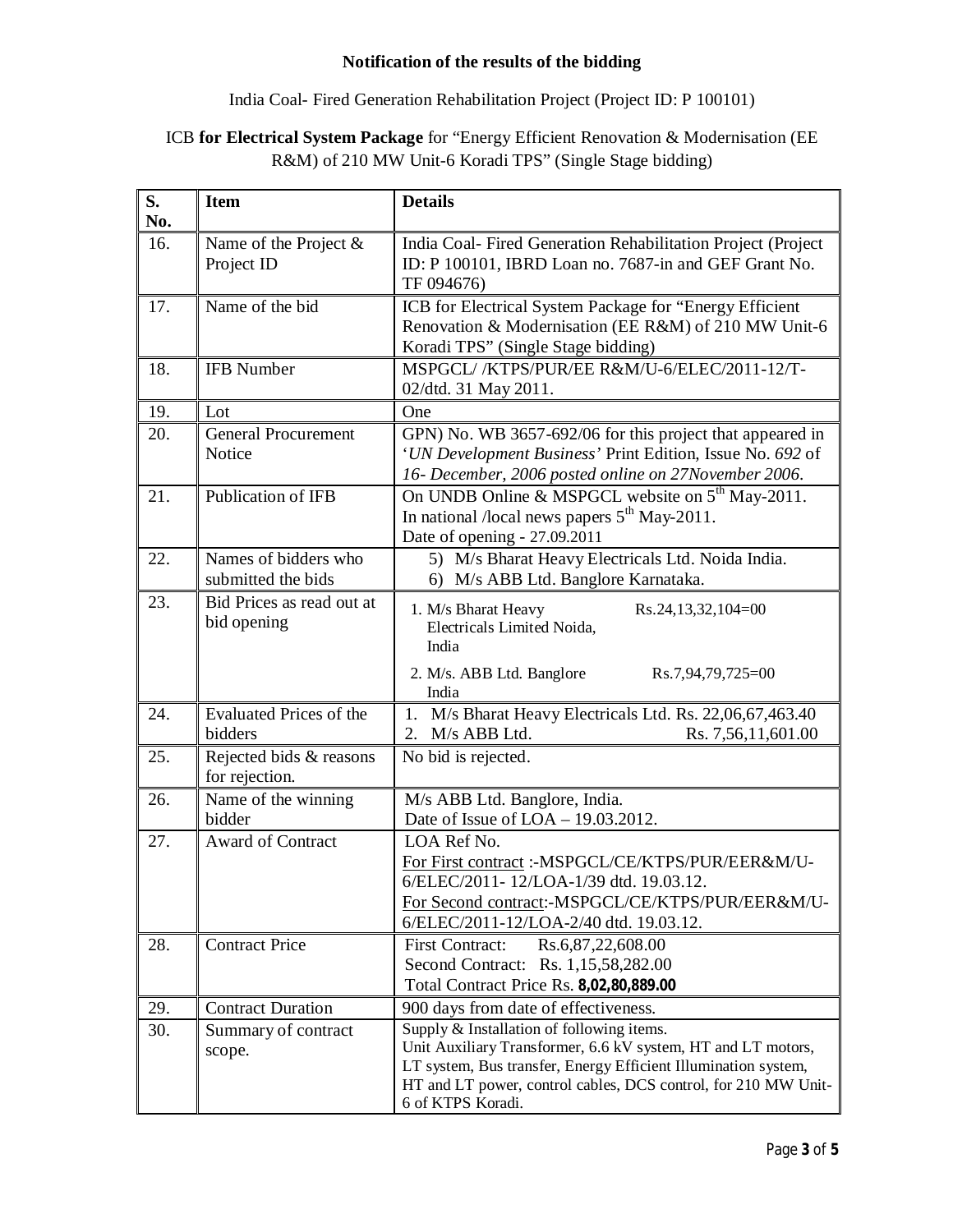**Notification of the results of the bidding**

India Coal- Fired Generation Rehabilitation Project (Project ID: P 100101)

ICB **for Electrical System Package** for "Energy Efficient Renovation & Modernisation (EE R&M) of 210 MW Unit-6 Koradi TPS" (Single Stage bidding)

| S. No. | Item | Details |
|---|---|---|
| 16. | Name of the Project & Project ID | India Coal- Fired Generation Rehabilitation Project (Project ID: P 100101, IBRD Loan no. 7687-in and GEF Grant No. TF 094676) |
| 17. | Name of the bid | ICB for Electrical System Package for "Energy Efficient Renovation & Modernisation (EE R&M) of 210 MW Unit-6 Koradi TPS" (Single Stage bidding) |
| 18. | IFB Number | MSPGCL/ /KTPS/PUR/EE R&M/U-6/ELEC/2011-12/T-02/dtd. 31 May 2011. |
| 19. | Lot | One |
| 20. | General Procurement Notice | GPN) No. WB 3657-692/06 for this project that appeared in '*UN Development Business'* Print Edition, Issue No. *692* of *16- December, 2006 posted online on 27November 2006.* |
| 21. | Publication of IFB | On UNDB Online & MSPGCL website on 5[th] May-2011.<br>In national /local news papers 5[th] May-2011.<br>Date of opening - 27.09.2011 |
| 22. | Names of bidders who submitted the bids | 5) M/s Bharat Heavy Electricals Ltd. Noida India.<br>6) M/s ABB Ltd. Banglore Karnataka. |
| 23. | Bid Prices as read out at bid opening | 1. M/s Bharat Heavy Electricals Limited Noida, India Rs.24,13,32,104=00<br>2. M/s. ABB Ltd. Banglore India Rs.7,94,79,725=00 |
| 24. | Evaluated Prices of the bidders | 1. M/s Bharat Heavy Electricals Ltd. Rs. 22,06,67,463.40<br>2. M/s ABB Ltd. Rs. 7,56,11,601.00 |
| 25. | Rejected bids & reasons for rejection. | No bid is rejected. |
| 26. | Name of the winning bidder | M/s ABB Ltd. Banglore, India.<br>Date of Issue of LOA – 19.03.2012. |
| 27. | Award of Contract | LOA Ref No.<br>For First contract :-MSPGCL/CE/KTPS/PUR/EER&M/U-6/ELEC/2011- 12/LOA-1/39 dtd. 19.03.12.<br>For Second contract:-MSPGCL/CE/KTPS/PUR/EER&M/U-6/ELEC/2011-12/LOA-2/40 dtd. 19.03.12. |
| 28. | Contract Price | First Contract: Rs.6,87,22,608.00<br>Second Contract: Rs. 1,15,58,282.00<br>Total Contract Price Rs. **8,02,80,889.00** |
| 29. | Contract Duration | 900 days from date of effectiveness. |
| 30. | Summary of contract scope. | Supply & Installation of following items.<br>Unit Auxiliary Transformer, 6.6 kV system, HT and LT motors, LT system, Bus transfer, Energy Efficient Illumination system, HT and LT power, control cables, DCS control, for 210 MW Unit-6 of KTPS Koradi. |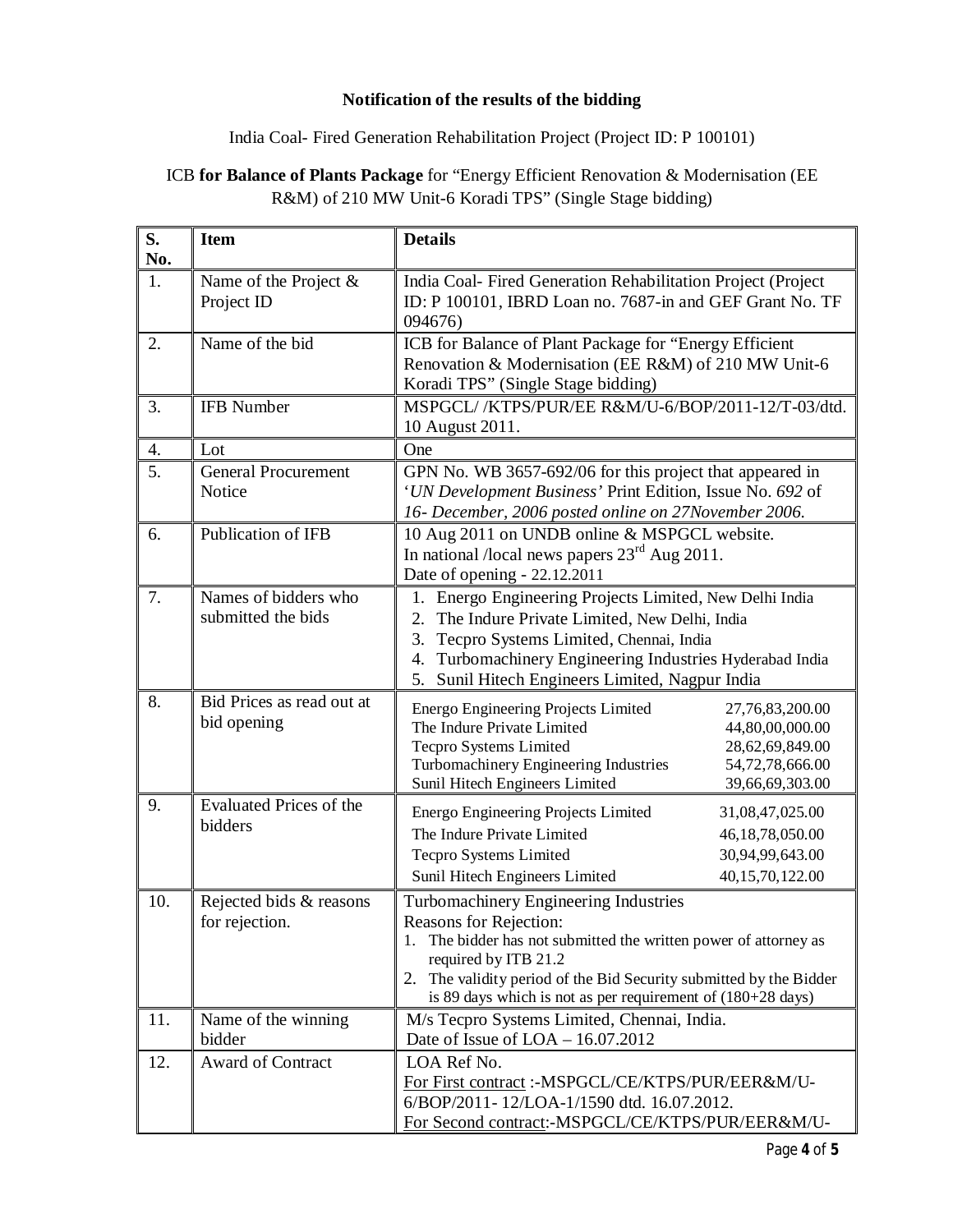**Notification of the results of the bidding**

India Coal- Fired Generation Rehabilitation Project (Project ID: P 100101)

ICB **for Balance of Plants Package** for "Energy Efficient Renovation & Modernisation (EE R&M) of 210 MW Unit-6 Koradi TPS" (Single Stage bidding)

| S. No. | Item | Details |
|---|---|---|
| 1. | Name of the Project & Project ID | India Coal- Fired Generation Rehabilitation Project (Project ID: P 100101, IBRD Loan no. 7687-in and GEF Grant No. TF 094676) |
| 2. | Name of the bid | ICB for Balance of Plant Package for "Energy Efficient Renovation & Modernisation (EE R&M) of 210 MW Unit-6 Koradi TPS" (Single Stage bidding) |
| 3. | IFB Number | MSPGCL/ /KTPS/PUR/EE R&M/U-6/BOP/2011-12/T-03/dtd. 10 August 2011. |
| 4. | Lot | One |
| 5. | General Procurement Notice | GPN No. WB 3657-692/06 for this project that appeared in '*UN Development Business*' Print Edition, Issue No. *692* of *16- December, 2006 posted online on 27November 2006.* |
| 6. | Publication of IFB | 10 Aug 2011 on UNDB online & MSPGCL website.<br>In national /local news papers 23rd Aug 2011.<br>Date of opening - 22.12.2011 |
| 7. | Names of bidders who submitted the bids | 1. Energo Engineering Projects Limited, New Delhi India<br>2. The Indure Private Limited, New Delhi, India<br>3. Tecpro Systems Limited, Chennai, India<br>4. Turbomachinery Engineering Industries Hyderabad India<br>5. Sunil Hitech Engineers Limited, Nagpur India |
| 8. | Bid Prices as read out at bid opening | Energo Engineering Projects Limited — 27,76,83,200.00<br>The Indure Private Limited — 44,80,00,000.00<br>Tecpro Systems Limited — 28,62,69,849.00<br>Turbomachinery Engineering Industries — 54,72,78,666.00<br>Sunil Hitech Engineers Limited — 39,66,69,303.00 |
| 9. | Evaluated Prices of the bidders | Energo Engineering Projects Limited — 31,08,47,025.00<br>The Indure Private Limited — 46,18,78,050.00<br>Tecpro Systems Limited — 30,94,99,643.00<br>Sunil Hitech Engineers Limited — 40,15,70,122.00 |
| 10. | Rejected bids & reasons for rejection. | Turbomachinery Engineering Industries<br>Reasons for Rejection:<br>1. The bidder has not submitted the written power of attorney as required by ITB 21.2<br>2. The validity period of the Bid Security submitted by the Bidder is 89 days which is not as per requirement of (180+28 days) |
| 11. | Name of the winning bidder | M/s Tecpro Systems Limited, Chennai, India.<br>Date of Issue of LOA – 16.07.2012 |
| 12. | Award of Contract | LOA Ref No.<br>For First contract :-MSPGCL/CE/KTPS/PUR/EER&M/U-6/BOP/2011- 12/LOA-1/1590 dtd. 16.07.2012.<br>For Second contract:-MSPGCL/CE/KTPS/PUR/EER&M/U- |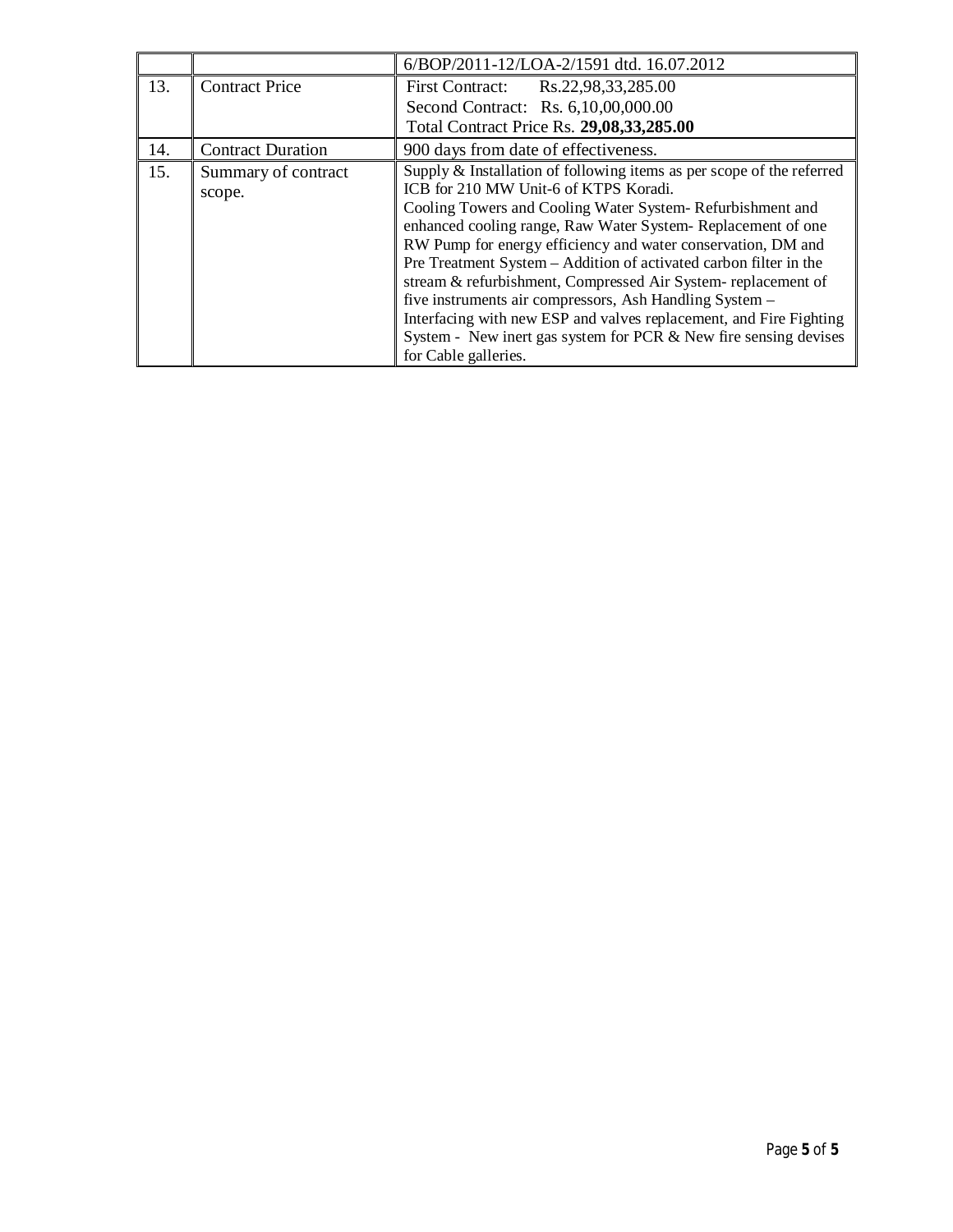| | | |
|---|---|---|
| | | 6/BOP/2011-12/LOA-2/1591 dtd. 16.07.2012 |
| 13. | Contract Price | First Contract: Rs.22,98,33,285.00<br>Second Contract: Rs. 6,10,00,000.00<br>Total Contract Price Rs. **29,08,33,285.00** |
| 14. | Contract Duration | 900 days from date of effectiveness. |
| 15. | Summary of contract scope. | Supply & Installation of following items as per scope of the referred ICB for 210 MW Unit-6 of KTPS Koradi.<br>Cooling Towers and Cooling Water System- Refurbishment and enhanced cooling range, Raw Water System- Replacement of one RW Pump for energy efficiency and water conservation, DM and Pre Treatment System – Addition of activated carbon filter in the stream & refurbishment, Compressed Air System- replacement of five instruments air compressors, Ash Handling System – Interfacing with new ESP and valves replacement, and Fire Fighting System - New inert gas system for PCR & New fire sensing devises for Cable galleries. |